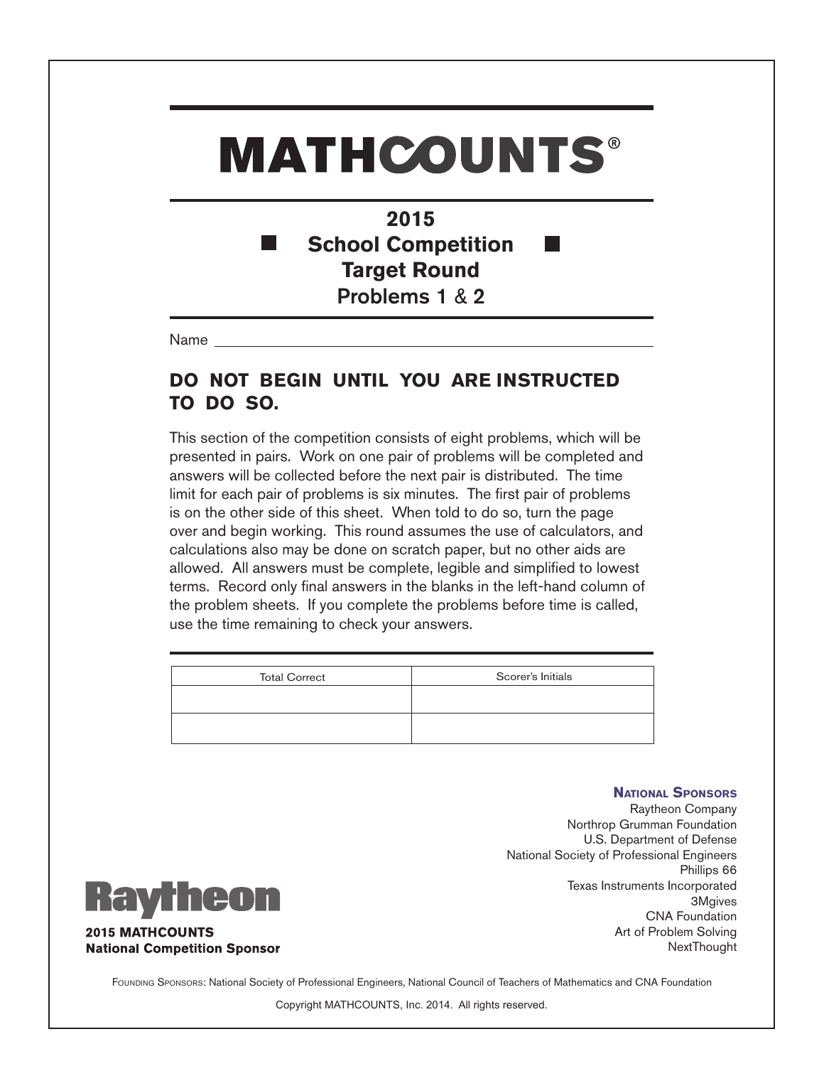# MATHCOUNTS®

## 2015
## School Competition
## Target Round
### Problems 1 & 2

Name ______________________________________________

**DO NOT BEGIN UNTIL YOU ARE INSTRUCTED TO DO SO.**

This section of the competition consists of eight problems, which will be presented in pairs. Work on one pair of problems will be completed and answers will be collected before the next pair is distributed. The time limit for each pair of problems is six minutes. The first pair of problems is on the other side of this sheet. When told to do so, turn the page over and begin working. This round assumes the use of calculators, and calculations also may be done on scratch paper, but no other aids are allowed. All answers must be complete, legible and simplified to lowest terms. Record only final answers in the blanks in the left-hand column of the problem sheets. If you complete the problems before time is called, use the time remaining to check your answers.

| Total Correct | Scorer's Initials |
|---|---|
| | |
| | |

**NATIONAL SPONSORS**
Raytheon Company
Northrop Grumman Foundation
U.S. Department of Defense
National Society of Professional Engineers
Phillips 66
Texas Instruments Incorporated
3Mgives
CNA Foundation
Art of Problem Solving
NextThought

Raytheon
**2015 MATHCOUNTS**
**National Competition Sponsor**

FOUNDING SPONSORS: National Society of Professional Engineers, National Council of Teachers of Mathematics and CNA Foundation

Copyright MATHCOUNTS, Inc. 2014. All rights reserved.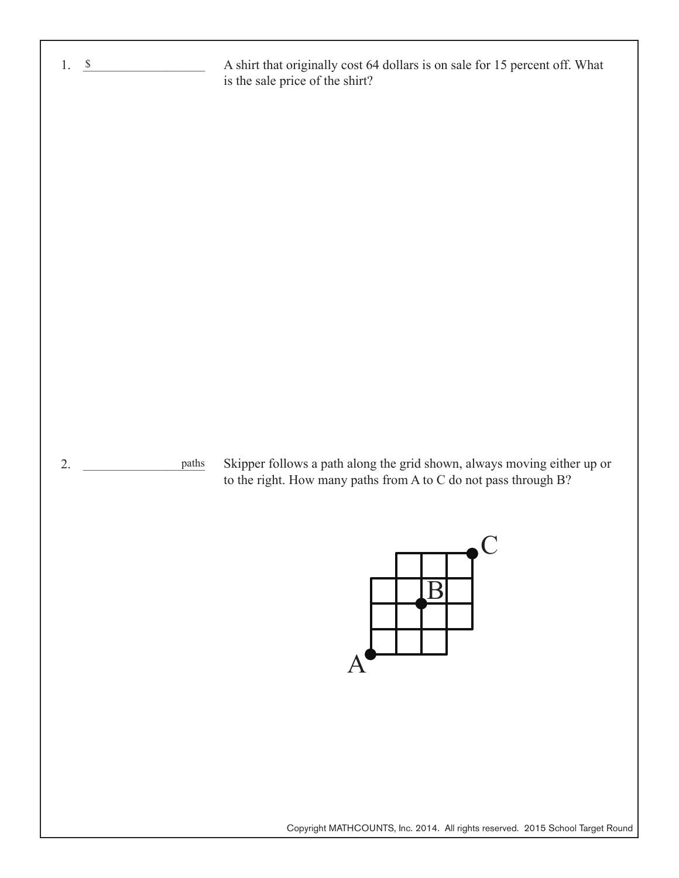1. $ \_\_\_\_\_\_\_\_\_\_\_\_\_\_\_\_

A shirt that originally cost 64 dollars is on sale for 15 percent off. What is the sale price of the shirt?

2. \_\_\_\_\_\_\_\_\_\_\_\_\_\_\_\_ paths

Skipper follows a path along the grid shown, always moving either up or to the right. How many paths from A to C do not pass through B?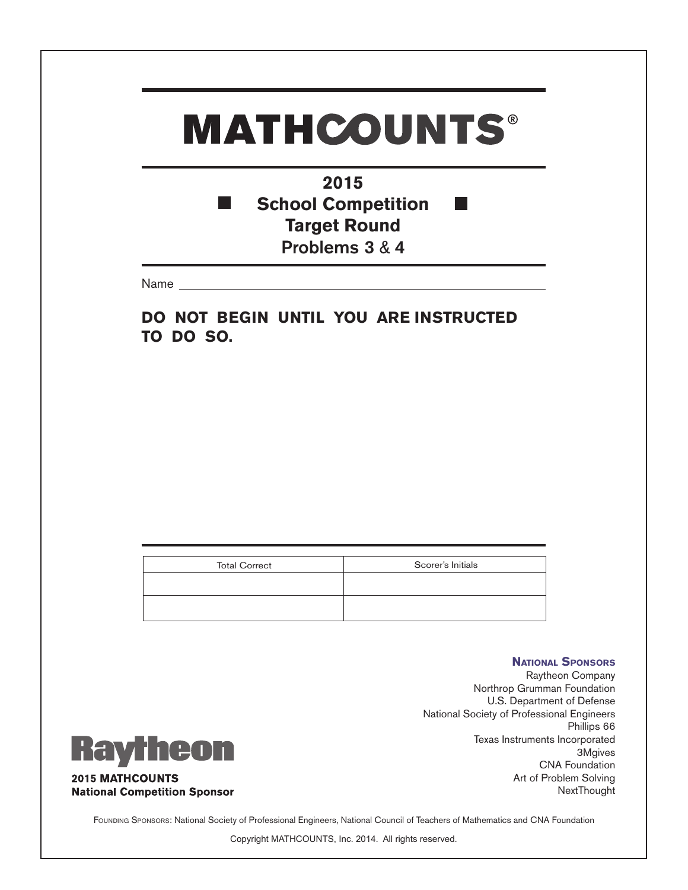# MATHCOUNTS®

## 2015
## School Competition
## Target Round
### Problems 3 & 4

Name

**DO NOT BEGIN UNTIL YOU ARE INSTRUCTED TO DO SO.**

| Total Correct | Scorer's Initials |
| --- | --- |
| | |
| | |

**National Sponsors**

Raytheon Company
Northrop Grumman Foundation
U.S. Department of Defense
National Society of Professional Engineers
Phillips 66
Texas Instruments Incorporated
3Mgives
CNA Foundation
Art of Problem Solving
NextThought

Raytheon

**2015 MATHCOUNTS National Competition Sponsor**

Founding Sponsors: National Society of Professional Engineers, National Council of Teachers of Mathematics and CNA Foundation

Copyright MATHCOUNTS, Inc. 2014. All rights reserved.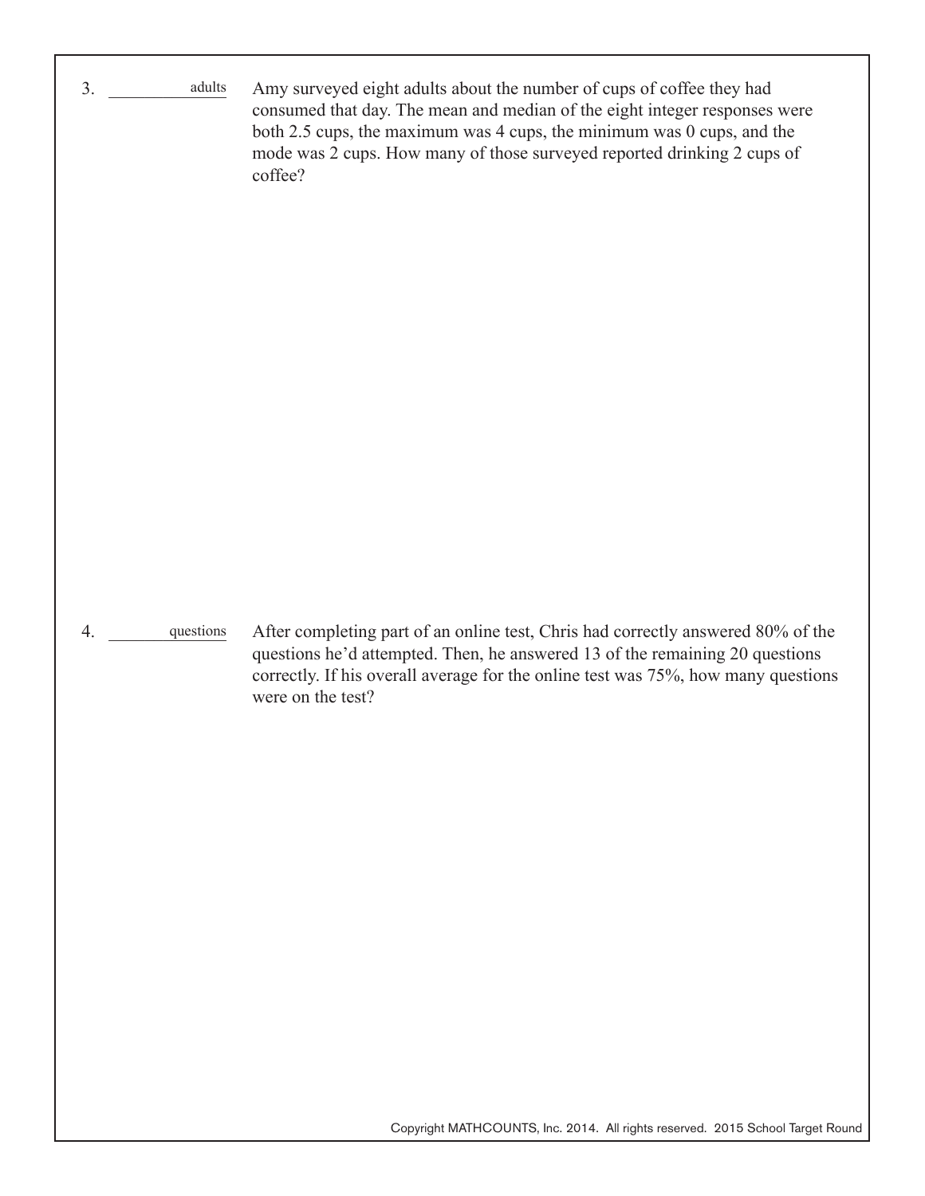3. ____________ adults

Amy surveyed eight adults about the number of cups of coffee they had consumed that day. The mean and median of the eight integer responses were both 2.5 cups, the maximum was 4 cups, the minimum was 0 cups, and the mode was 2 cups. How many of those surveyed reported drinking 2 cups of coffee?

4. ____________ questions

After completing part of an online test, Chris had correctly answered 80% of the questions he'd attempted. Then, he answered 13 of the remaining 20 questions correctly. If his overall average for the online test was 75%, how many questions were on the test?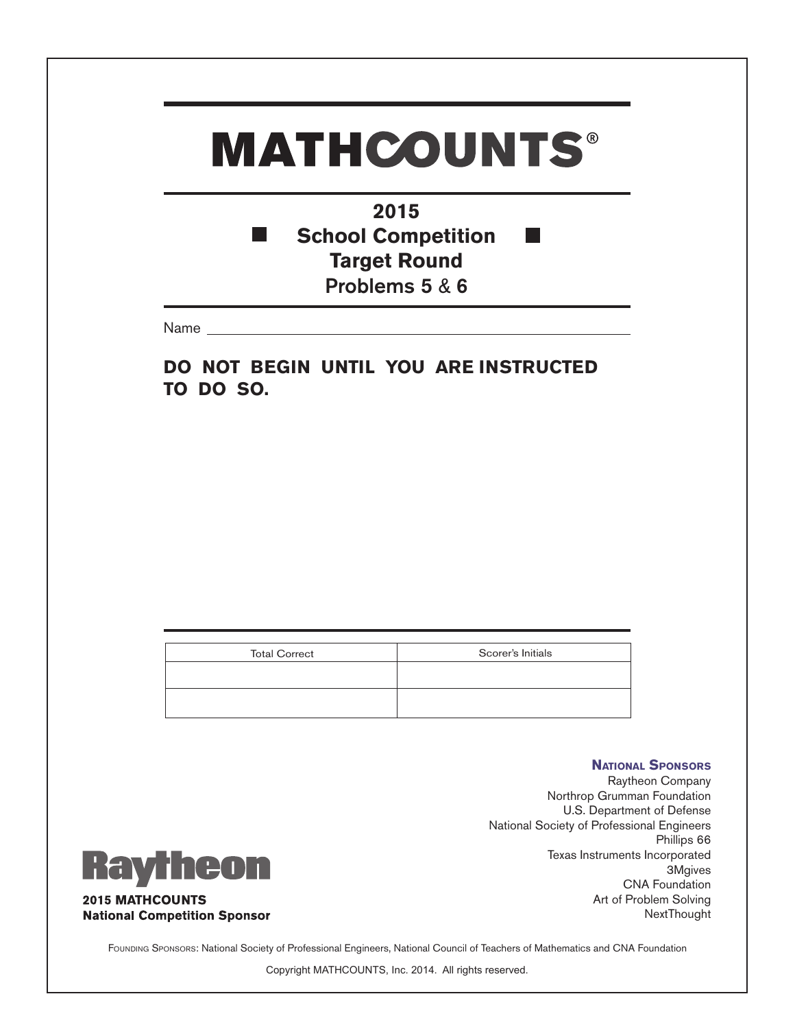# MATHCOUNTS®

## 2015

## School Competition

## Target Round

### Problems 5 & 6

Name ______________________________

**DO NOT BEGIN UNTIL YOU ARE INSTRUCTED TO DO SO.**

| Total Correct | Scorer's Initials |
| --- | --- |
| | |
| | |

**National Sponsors**

Raytheon Company
Northrop Grumman Foundation
U.S. Department of Defense
National Society of Professional Engineers
Phillips 66
Texas Instruments Incorporated
3Mgives
CNA Foundation
Art of Problem Solving
NextThought

Raytheon

**2015 MATHCOUNTS National Competition Sponsor**

Founding Sponsors: National Society of Professional Engineers, National Council of Teachers of Mathematics and CNA Foundation

Copyright MATHCOUNTS, Inc. 2014. All rights reserved.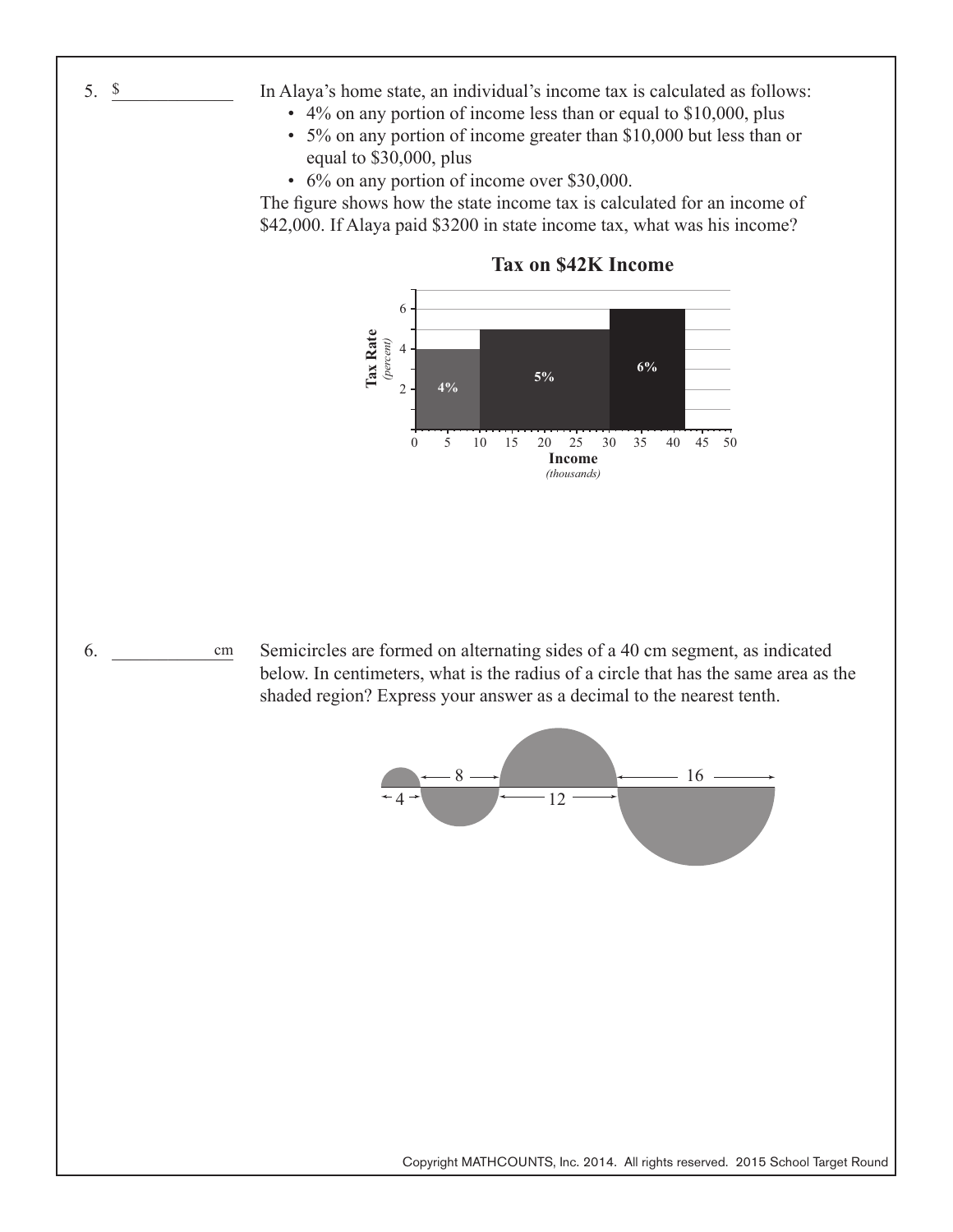5. $ ____________

In Alaya's home state, an individual's income tax is calculated as follows:

- 4% on any portion of income less than or equal to $10,000, plus
- 5% on any portion of income greater than $10,000 but less than or equal to $30,000, plus
- 6% on any portion of income over $30,000.

The figure shows how the state income tax is calculated for an income of $42,000. If Alaya paid $3200 in state income tax, what was his income?

**Tax on $42K Income**

6. ____________ cm

Semicircles are formed on alternating sides of a 40 cm segment, as indicated below. In centimeters, what is the radius of a circle that has the same area as the shaded region? Express your answer as a decimal to the nearest tenth.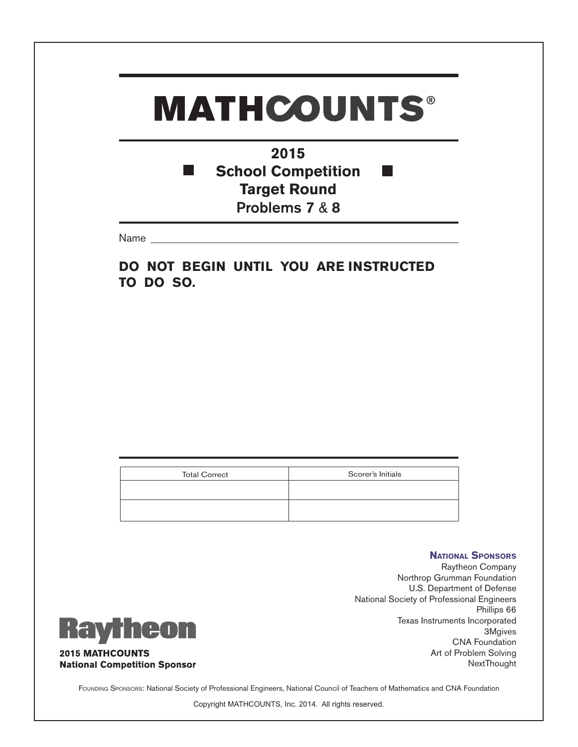# MATHCOUNTS®

## 2015
## School Competition
## Target Round
## Problems 7 & 8

Name ______________________________________________

**DO NOT BEGIN UNTIL YOU ARE INSTRUCTED TO DO SO.**

| Total Correct | Scorer's Initials |
|---|---|
| | |
| | |

**National Sponsors**

Raytheon Company
Northrop Grumman Foundation
U.S. Department of Defense
National Society of Professional Engineers
Phillips 66
Texas Instruments Incorporated
3Mgives
CNA Foundation
Art of Problem Solving
NextThought

Raytheon

**2015 MATHCOUNTS**
**National Competition Sponsor**

Founding Sponsors: National Society of Professional Engineers, National Council of Teachers of Mathematics and CNA Foundation

Copyright MATHCOUNTS, Inc. 2014. All rights reserved.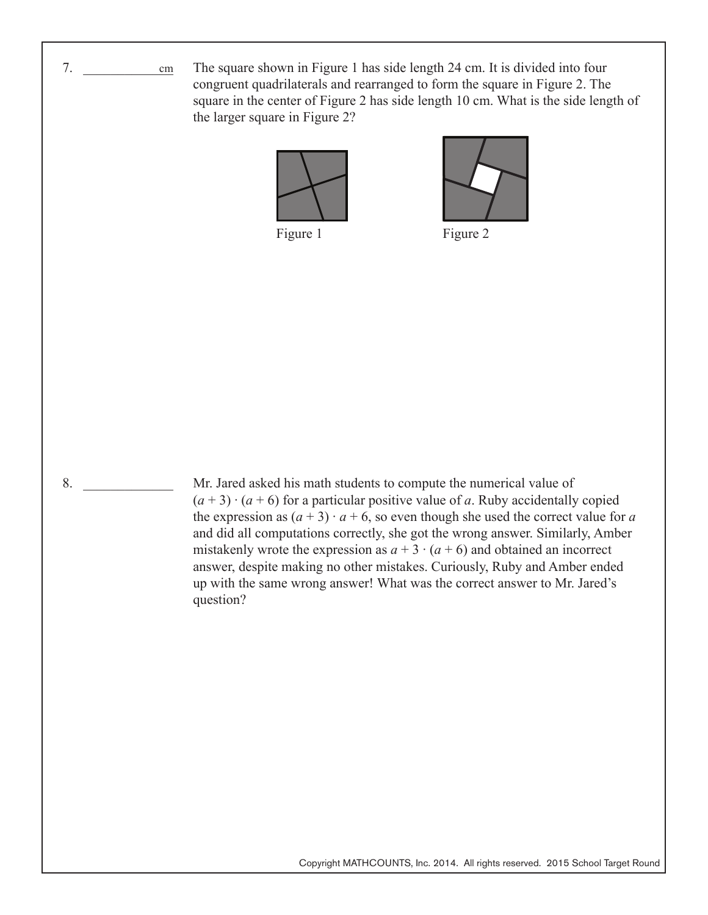7. \_\_\_\_\_\_\_\_\_\_ cm

The square shown in Figure 1 has side length 24 cm. It is divided into four congruent quadrilaterals and rearranged to form the square in Figure 2. The square in the center of Figure 2 has side length 10 cm. What is the side length of the larger square in Figure 2?

Figure 1

Figure 2

8. \_\_\_\_\_\_\_\_\_\_

Mr. Jared asked his math students to compute the numerical value of $(a + 3) \cdot (a + 6)$ for a particular positive value of $a$. Ruby accidentally copied the expression as $(a + 3) \cdot a + 6$, so even though she used the correct value for $a$ and did all computations correctly, she got the wrong answer. Similarly, Amber mistakenly wrote the expression as $a + 3 \cdot (a + 6)$ and obtained an incorrect answer, despite making no other mistakes. Curiously, Ruby and Amber ended up with the same wrong answer! What was the correct answer to Mr. Jared's question?

Copyright MATHCOUNTS, Inc. 2014. All rights reserved. 2015 School Target Round